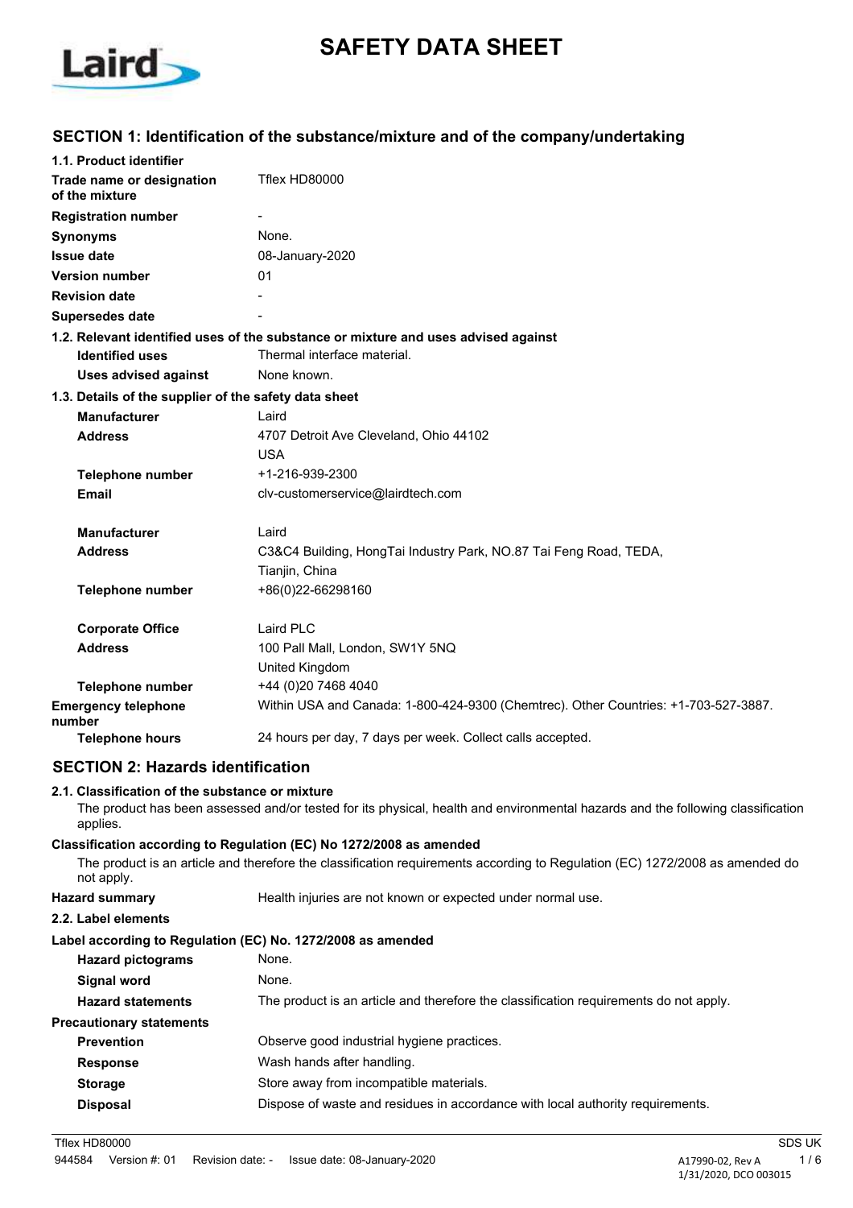# SAFETY DATA SHEET

## SECTION 1: Identification of the substance/mixture and of the company/undertaking

**1.1. Product identifier**

| | |
|---|---|
| **Trade name or designation of the mixture** | Tflex HD80000 |
| **Registration number** | - |
| **Synonyms** | None. |
| **Issue date** | 08-January-2020 |
| **Version number** | 01 |
| **Revision date** | - |
| **Supersedes date** | - |

**1.2. Relevant identified uses of the substance or mixture and uses advised against**

| | |
|---|---|
| **Identified uses** | Thermal interface material. |
| **Uses advised against** | None known. |

**1.3. Details of the supplier of the safety data sheet**

| | |
|---|---|
| **Manufacturer** | Laird |
| **Address** | 4707 Detroit Ave Cleveland, Ohio 44102<br>USA |
| **Telephone number** | +1-216-939-2300 |
| **Email** | clv-customerservice@lairdtech.com |
| **Manufacturer** | Laird |
| **Address** | C3&C4 Building, HongTai Industry Park, NO.87 Tai Feng Road, TEDA,<br>Tianjin, China |
| **Telephone number** | +86(0)22-66298160 |
| **Corporate Office** | Laird PLC |
| **Address** | 100 Pall Mall, London, SW1Y 5NQ<br>United Kingdom |
| **Telephone number** | +44 (0)20 7468 4040 |
| **Emergency telephone number** | Within USA and Canada: 1-800-424-9300 (Chemtrec). Other Countries: +1-703-527-3887. |
| **Telephone hours** | 24 hours per day, 7 days per week. Collect calls accepted. |

## SECTION 2: Hazards identification

**2.1. Classification of the substance or mixture**

The product has been assessed and/or tested for its physical, health and environmental hazards and the following classification applies.

**Classification according to Regulation (EC) No 1272/2008 as amended**

The product is an article and therefore the classification requirements according to Regulation (EC) 1272/2008 as amended do not apply.

| | |
|---|---|
| **Hazard summary** | Health injuries are not known or expected under normal use. |

**2.2. Label elements**

**Label according to Regulation (EC) No. 1272/2008 as amended**

| | |
|---|---|
| **Hazard pictograms** | None. |
| **Signal word** | None. |
| **Hazard statements** | The product is an article and therefore the classification requirements do not apply. |

**Precautionary statements**

| | |
|---|---|
| **Prevention** | Observe good industrial hygiene practices. |
| **Response** | Wash hands after handling. |
| **Storage** | Store away from incompatible materials. |
| **Disposal** | Dispose of waste and residues in accordance with local authority requirements. |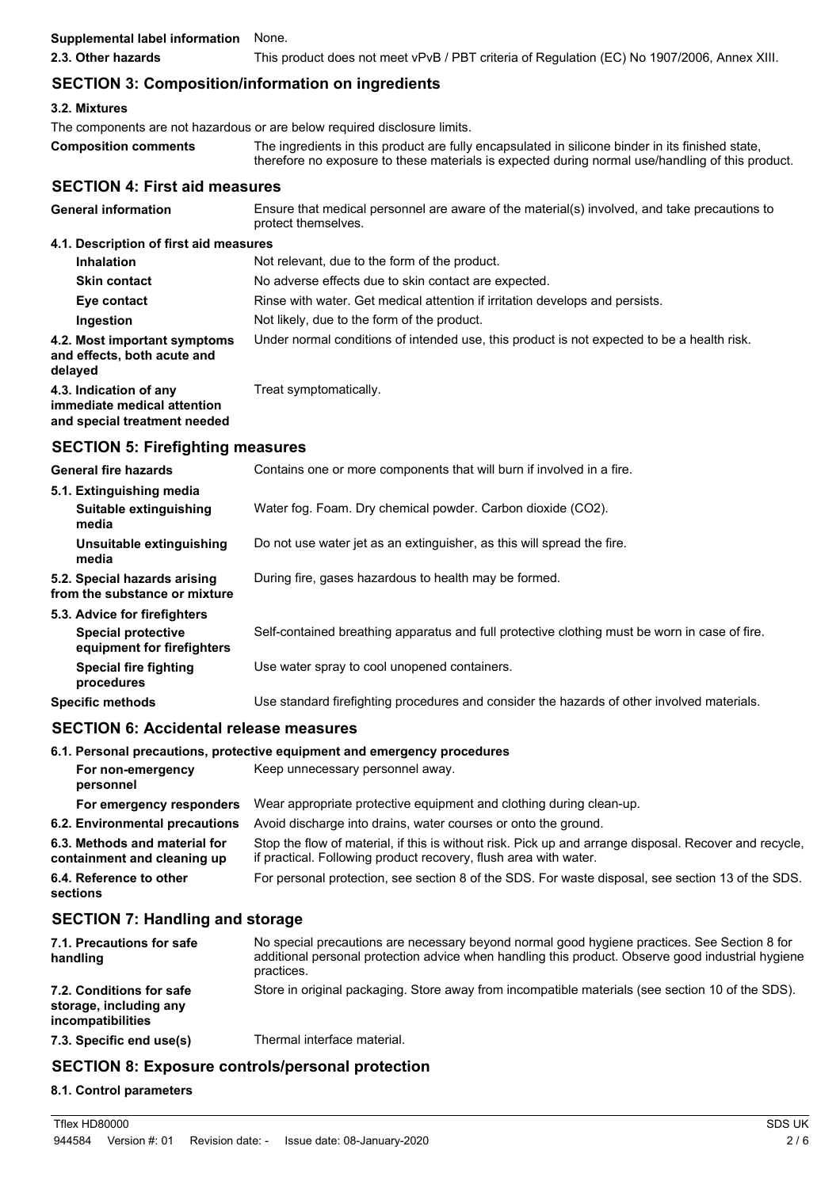| | |
|---|---|
| **Supplemental label information** | None. |
| **2.3. Other hazards** | This product does not meet vPvB / PBT criteria of Regulation (EC) No 1907/2006, Annex XIII. |

## SECTION 3: Composition/information on ingredients

### 3.2. Mixtures

The components are not hazardous or are below required disclosure limits.

| | |
|---|---|
| **Composition comments** | The ingredients in this product are fully encapsulated in silicone binder in its finished state, therefore no exposure to these materials is expected during normal use/handling of this product. |

## SECTION 4: First aid measures

| | |
|---|---|
| **General information** | Ensure that medical personnel are aware of the material(s) involved, and take precautions to protect themselves. |
| **4.1. Description of first aid measures** | |
| **Inhalation** | Not relevant, due to the form of the product. |
| **Skin contact** | No adverse effects due to skin contact are expected. |
| **Eye contact** | Rinse with water. Get medical attention if irritation develops and persists. |
| **Ingestion** | Not likely, due to the form of the product. |
| **4.2. Most important symptoms and effects, both acute and delayed** | Under normal conditions of intended use, this product is not expected to be a health risk. |
| **4.3. Indication of any immediate medical attention and special treatment needed** | Treat symptomatically. |

## SECTION 5: Firefighting measures

| | |
|---|---|
| **General fire hazards** | Contains one or more components that will burn if involved in a fire. |
| **5.1. Extinguishing media** | |
| **Suitable extinguishing media** | Water fog. Foam. Dry chemical powder. Carbon dioxide ($CO_2$). |
| **Unsuitable extinguishing media** | Do not use water jet as an extinguisher, as this will spread the fire. |
| **5.2. Special hazards arising from the substance or mixture** | During fire, gases hazardous to health may be formed. |
| **5.3. Advice for firefighters** | |
| **Special protective equipment for firefighters** | Self-contained breathing apparatus and full protective clothing must be worn in case of fire. |
| **Special fire fighting procedures** | Use water spray to cool unopened containers. |
| **Specific methods** | Use standard firefighting procedures and consider the hazards of other involved materials. |

## SECTION 6: Accidental release measures

| | |
|---|---|
| **6.1. Personal precautions, protective equipment and emergency procedures** | |
| **For non-emergency personnel** | Keep unnecessary personnel away. |
| **For emergency responders** | Wear appropriate protective equipment and clothing during clean-up. |
| **6.2. Environmental precautions** | Avoid discharge into drains, water courses or onto the ground. |
| **6.3. Methods and material for containment and cleaning up** | Stop the flow of material, if this is without risk. Pick up and arrange disposal. Recover and recycle, if practical. Following product recovery, flush area with water. |
| **6.4. Reference to other sections** | For personal protection, see section 8 of the SDS. For waste disposal, see section 13 of the SDS. |

## SECTION 7: Handling and storage

| | |
|---|---|
| **7.1. Precautions for safe handling** | No special precautions are necessary beyond normal good hygiene practices. See Section 8 for additional personal protection advice when handling this product. Observe good industrial hygiene practices. |
| **7.2. Conditions for safe storage, including any incompatibilities** | Store in original packaging. Store away from incompatible materials (see section 10 of the SDS). |
| **7.3. Specific end use(s)** | Thermal interface material. |

## SECTION 8: Exposure controls/personal protection

### 8.1. Control parameters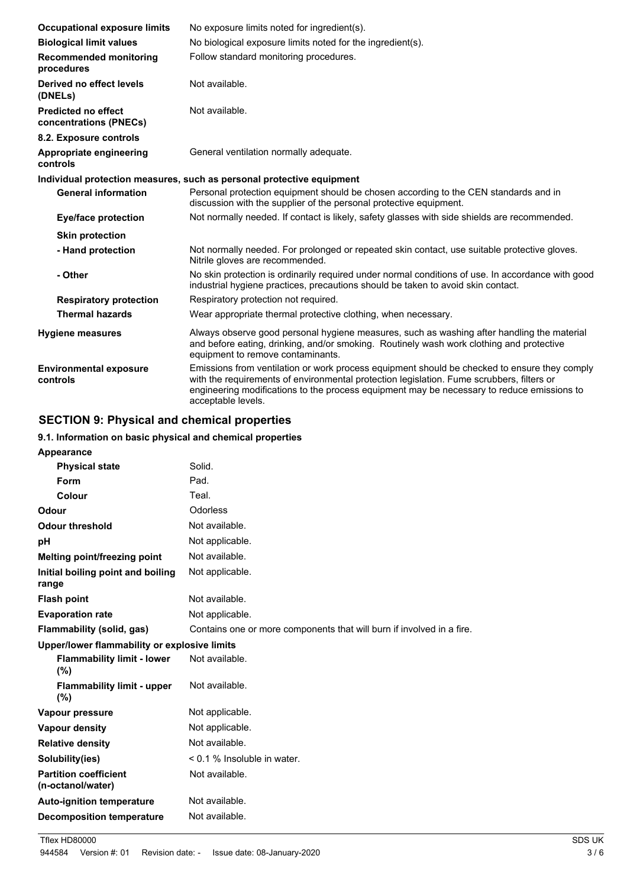| | |
|---|---|
| **Occupational exposure limits** | No exposure limits noted for ingredient(s). |
| **Biological limit values** | No biological exposure limits noted for the ingredient(s). |
| **Recommended monitoring procedures** | Follow standard monitoring procedures. |
| **Derived no effect levels (DNELs)** | Not available. |
| **Predicted no effect concentrations (PNECs)** | Not available. |

**8.2. Exposure controls**

| | |
|---|---|
| **Appropriate engineering controls** | General ventilation normally adequate. |

**Individual protection measures, such as personal protective equipment**

| | |
|---|---|
| **General information** | Personal protection equipment should be chosen according to the CEN standards and in discussion with the supplier of the personal protective equipment. |
| **Eye/face protection** | Not normally needed. If contact is likely, safety glasses with side shields are recommended. |
| **Skin protection** | |
| **- Hand protection** | Not normally needed. For prolonged or repeated skin contact, use suitable protective gloves. Nitrile gloves are recommended. |
| **- Other** | No skin protection is ordinarily required under normal conditions of use. In accordance with good industrial hygiene practices, precautions should be taken to avoid skin contact. |
| **Respiratory protection** | Respiratory protection not required. |
| **Thermal hazards** | Wear appropriate thermal protective clothing, when necessary. |
| **Hygiene measures** | Always observe good personal hygiene measures, such as washing after handling the material and before eating, drinking, and/or smoking. Routinely wash work clothing and protective equipment to remove contaminants. |
| **Environmental exposure controls** | Emissions from ventilation or work process equipment should be checked to ensure they comply with the requirements of environmental protection legislation. Fume scrubbers, filters or engineering modifications to the process equipment may be necessary to reduce emissions to acceptable levels. |

## SECTION 9: Physical and chemical properties

**9.1. Information on basic physical and chemical properties**

| | |
|---|---|
| **Appearance** | |
| **Physical state** | Solid. |
| **Form** | Pad. |
| **Colour** | Teal. |
| **Odour** | Odorless |
| **Odour threshold** | Not available. |
| **pH** | Not applicable. |
| **Melting point/freezing point** | Not available. |
| **Initial boiling point and boiling range** | Not applicable. |
| **Flash point** | Not available. |
| **Evaporation rate** | Not applicable. |
| **Flammability (solid, gas)** | Contains one or more components that will burn if involved in a fire. |
| **Upper/lower flammability or explosive limits** | |
| **Flammability limit - lower (%)** | Not available. |
| **Flammability limit - upper (%)** | Not available. |
| **Vapour pressure** | Not applicable. |
| **Vapour density** | Not applicable. |
| **Relative density** | Not available. |
| **Solubility(ies)** | < 0.1 % Insoluble in water. |
| **Partition coefficient (n-octanol/water)** | Not available. |
| **Auto-ignition temperature** | Not available. |
| **Decomposition temperature** | Not available. |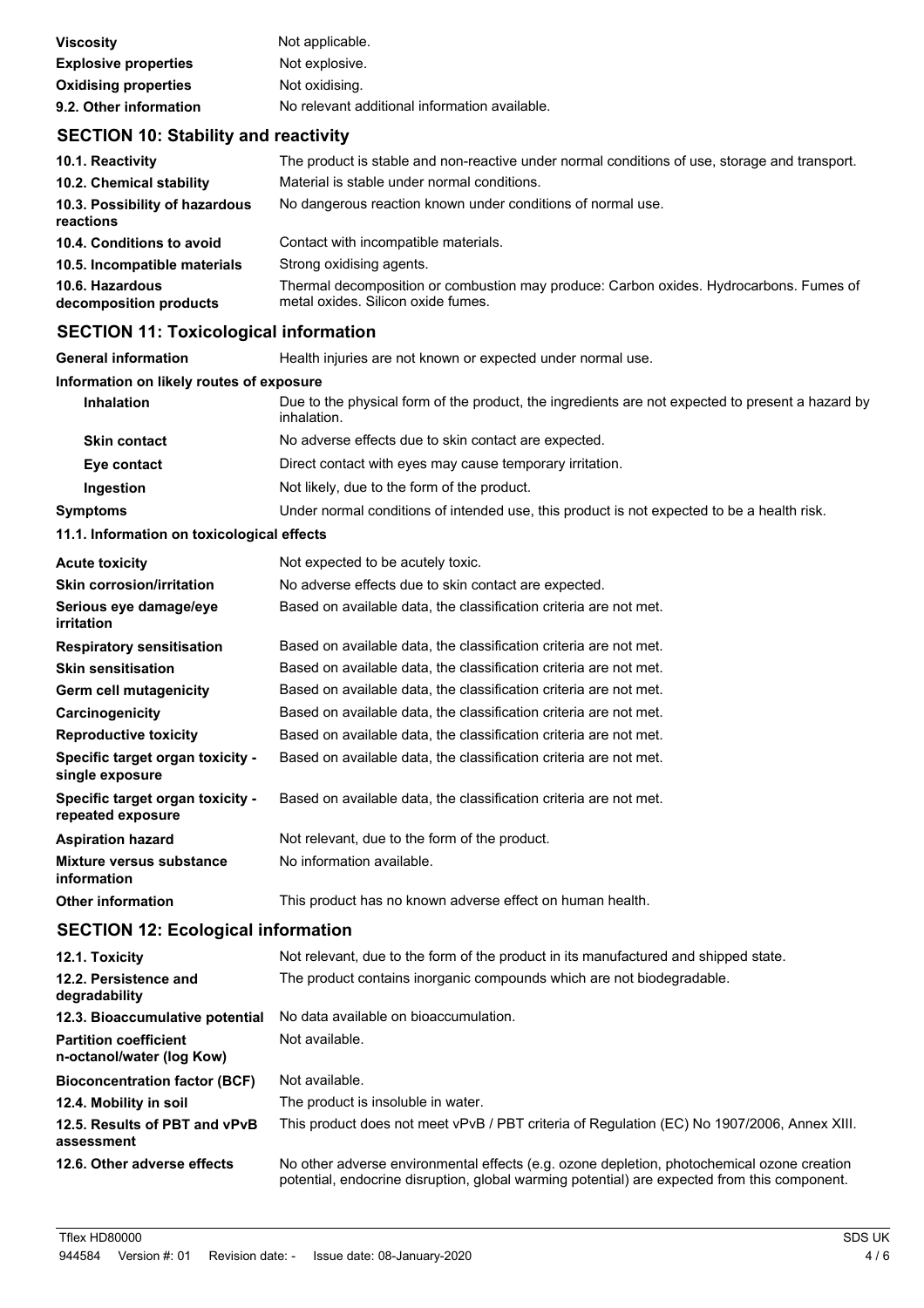| | |
|---|---|
| **Viscosity** | Not applicable. |
| **Explosive properties** | Not explosive. |
| **Oxidising properties** | Not oxidising. |
| **9.2. Other information** | No relevant additional information available. |

## SECTION 10: Stability and reactivity

| | |
|---|---|
| **10.1. Reactivity** | The product is stable and non-reactive under normal conditions of use, storage and transport. |
| **10.2. Chemical stability** | Material is stable under normal conditions. |
| **10.3. Possibility of hazardous reactions** | No dangerous reaction known under conditions of normal use. |
| **10.4. Conditions to avoid** | Contact with incompatible materials. |
| **10.5. Incompatible materials** | Strong oxidising agents. |
| **10.6. Hazardous decomposition products** | Thermal decomposition or combustion may produce: Carbon oxides. Hydrocarbons. Fumes of metal oxides. Silicon oxide fumes. |

## SECTION 11: Toxicological information

| | |
|---|---|
| **General information** | Health injuries are not known or expected under normal use. |

**Information on likely routes of exposure**

| | |
|---|---|
| **Inhalation** | Due to the physical form of the product, the ingredients are not expected to present a hazard by inhalation. |
| **Skin contact** | No adverse effects due to skin contact are expected. |
| **Eye contact** | Direct contact with eyes may cause temporary irritation. |
| **Ingestion** | Not likely, due to the form of the product. |
| **Symptoms** | Under normal conditions of intended use, this product is not expected to be a health risk. |

**11.1. Information on toxicological effects**

| | |
|---|---|
| **Acute toxicity** | Not expected to be acutely toxic. |
| **Skin corrosion/irritation** | No adverse effects due to skin contact are expected. |
| **Serious eye damage/eye irritation** | Based on available data, the classification criteria are not met. |
| **Respiratory sensitisation** | Based on available data, the classification criteria are not met. |
| **Skin sensitisation** | Based on available data, the classification criteria are not met. |
| **Germ cell mutagenicity** | Based on available data, the classification criteria are not met. |
| **Carcinogenicity** | Based on available data, the classification criteria are not met. |
| **Reproductive toxicity** | Based on available data, the classification criteria are not met. |
| **Specific target organ toxicity - single exposure** | Based on available data, the classification criteria are not met. |
| **Specific target organ toxicity - repeated exposure** | Based on available data, the classification criteria are not met. |
| **Aspiration hazard** | Not relevant, due to the form of the product. |
| **Mixture versus substance information** | No information available. |
| **Other information** | This product has no known adverse effect on human health. |

## SECTION 12: Ecological information

| | |
|---|---|
| **12.1. Toxicity** | Not relevant, due to the form of the product in its manufactured and shipped state. |
| **12.2. Persistence and degradability** | The product contains inorganic compounds which are not biodegradable. |
| **12.3. Bioaccumulative potential** | No data available on bioaccumulation. |
| **Partition coefficient n-octanol/water (log Kow)** | Not available. |
| **Bioconcentration factor (BCF)** | Not available. |
| **12.4. Mobility in soil** | The product is insoluble in water. |
| **12.5. Results of PBT and vPvB assessment** | This product does not meet vPvB / PBT criteria of Regulation (EC) No 1907/2006, Annex XIII. |
| **12.6. Other adverse effects** | No other adverse environmental effects (e.g. ozone depletion, photochemical ozone creation potential, endocrine disruption, global warming potential) are expected from this component. |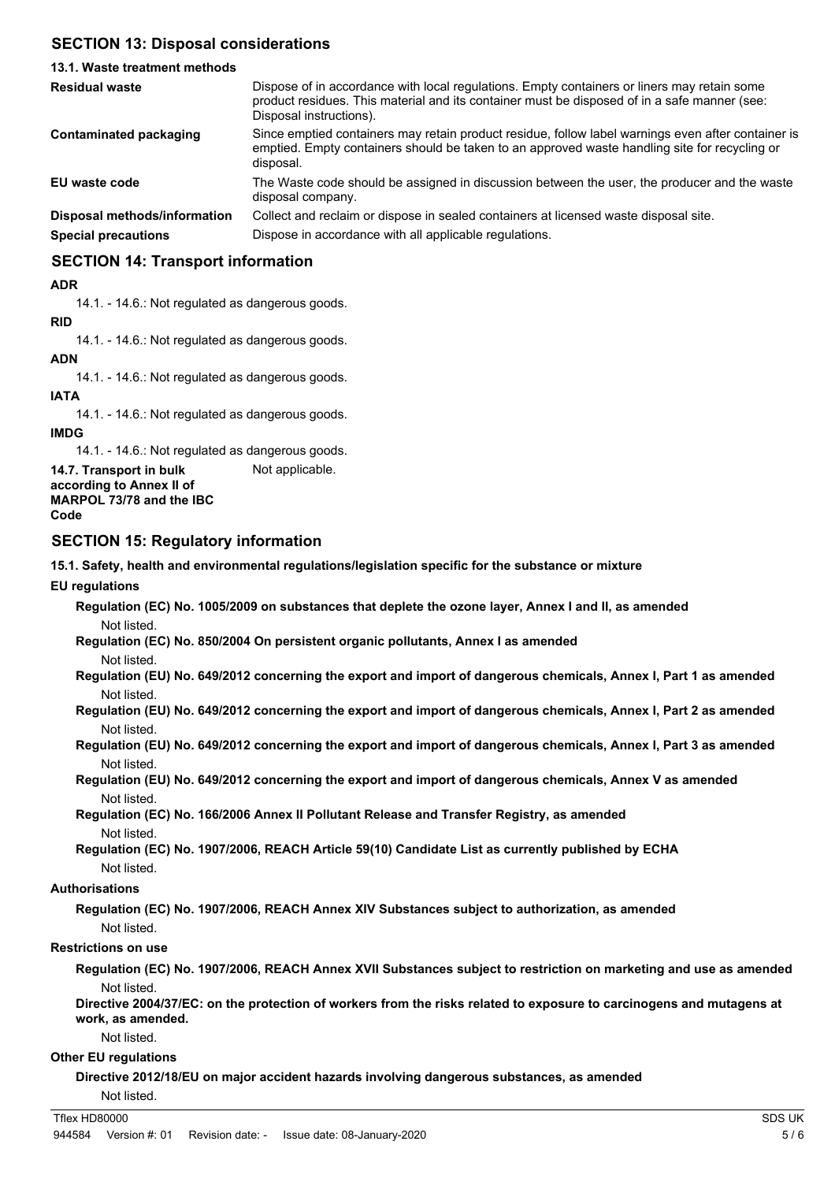## SECTION 13: Disposal considerations

### 13.1. Waste treatment methods

| | |
|---|---|
| **Residual waste** | Dispose of in accordance with local regulations. Empty containers or liners may retain some product residues. This material and its container must be disposed of in a safe manner (see: Disposal instructions). |
| **Contaminated packaging** | Since emptied containers may retain product residue, follow label warnings even after container is emptied. Empty containers should be taken to an approved waste handling site for recycling or disposal. |
| **EU waste code** | The Waste code should be assigned in discussion between the user, the producer and the waste disposal company. |
| **Disposal methods/information** | Collect and reclaim or dispose in sealed containers at licensed waste disposal site. |
| **Special precautions** | Dispose in accordance with all applicable regulations. |

## SECTION 14: Transport information

**ADR**

14.1. - 14.6.: Not regulated as dangerous goods.

**RID**

14.1. - 14.6.: Not regulated as dangerous goods.

**ADN**

14.1. - 14.6.: Not regulated as dangerous goods.

**IATA**

14.1. - 14.6.: Not regulated as dangerous goods.

**IMDG**

14.1. - 14.6.: Not regulated as dangerous goods.

**14.7. Transport in bulk according to Annex II of MARPOL 73/78 and the IBC Code** Not applicable.

## SECTION 15: Regulatory information

**15.1. Safety, health and environmental regulations/legislation specific for the substance or mixture**

**EU regulations**

**Regulation (EC) No. 1005/2009 on substances that deplete the ozone layer, Annex I and II, as amended**

Not listed.

**Regulation (EC) No. 850/2004 On persistent organic pollutants, Annex I as amended**

Not listed.

**Regulation (EU) No. 649/2012 concerning the export and import of dangerous chemicals, Annex I, Part 1 as amended**

Not listed.

**Regulation (EU) No. 649/2012 concerning the export and import of dangerous chemicals, Annex I, Part 2 as amended**

Not listed.

**Regulation (EU) No. 649/2012 concerning the export and import of dangerous chemicals, Annex I, Part 3 as amended**

Not listed.

**Regulation (EU) No. 649/2012 concerning the export and import of dangerous chemicals, Annex V as amended**

Not listed.

**Regulation (EC) No. 166/2006 Annex II Pollutant Release and Transfer Registry, as amended**

Not listed.

**Regulation (EC) No. 1907/2006, REACH Article 59(10) Candidate List as currently published by ECHA**

Not listed.

**Authorisations**

**Regulation (EC) No. 1907/2006, REACH Annex XIV Substances subject to authorization, as amended**

Not listed.

**Restrictions on use**

**Regulation (EC) No. 1907/2006, REACH Annex XVII Substances subject to restriction on marketing and use as amended**

Not listed.

**Directive 2004/37/EC: on the protection of workers from the risks related to exposure to carcinogens and mutagens at work, as amended.**

Not listed.

**Other EU regulations**

**Directive 2012/18/EU on major accident hazards involving dangerous substances, as amended**

Not listed.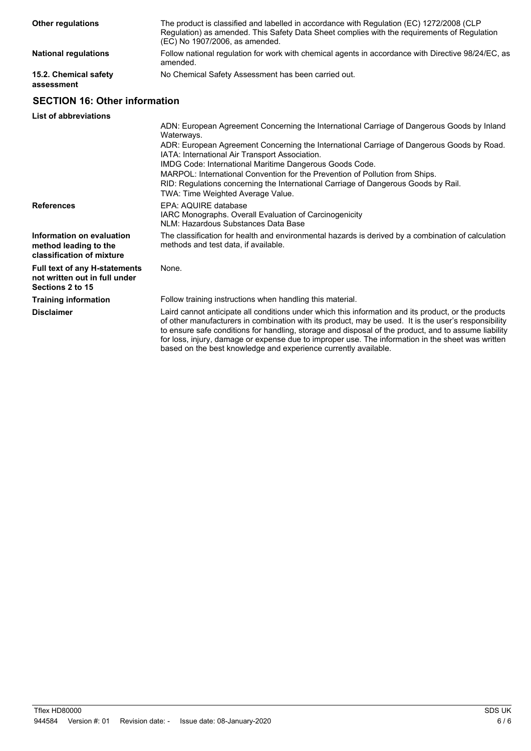| | |
|---|---|
| **Other regulations** | The product is classified and labelled in accordance with Regulation (EC) 1272/2008 (CLP Regulation) as amended. This Safety Data Sheet complies with the requirements of Regulation (EC) No 1907/2006, as amended. |
| **National regulations** | Follow national regulation for work with chemical agents in accordance with Directive 98/24/EC, as amended. |
| **15.2. Chemical safety assessment** | No Chemical Safety Assessment has been carried out. |

## SECTION 16: Other information

**List of abbreviations**

ADN: European Agreement Concerning the International Carriage of Dangerous Goods by Inland Waterways.
ADR: European Agreement Concerning the International Carriage of Dangerous Goods by Road.
IATA: International Air Transport Association.
IMDG Code: International Maritime Dangerous Goods Code.
MARPOL: International Convention for the Prevention of Pollution from Ships.
RID: Regulations concerning the International Carriage of Dangerous Goods by Rail.
TWA: Time Weighted Average Value.

**References**

EPA: AQUIRE database
IARC Monographs. Overall Evaluation of Carcinogenicity
NLM: Hazardous Substances Data Base

**Information on evaluation method leading to the classification of mixture**

The classification for health and environmental hazards is derived by a combination of calculation methods and test data, if available.

**Full text of any H-statements not written out in full under Sections 2 to 15**

None.

**Training information**

Follow training instructions when handling this material.

**Disclaimer**

Laird cannot anticipate all conditions under which this information and its product, or the products of other manufacturers in combination with its product, may be used. It is the user's responsibility to ensure safe conditions for handling, storage and disposal of the product, and to assume liability for loss, injury, damage or expense due to improper use. The information in the sheet was written based on the best knowledge and experience currently available.